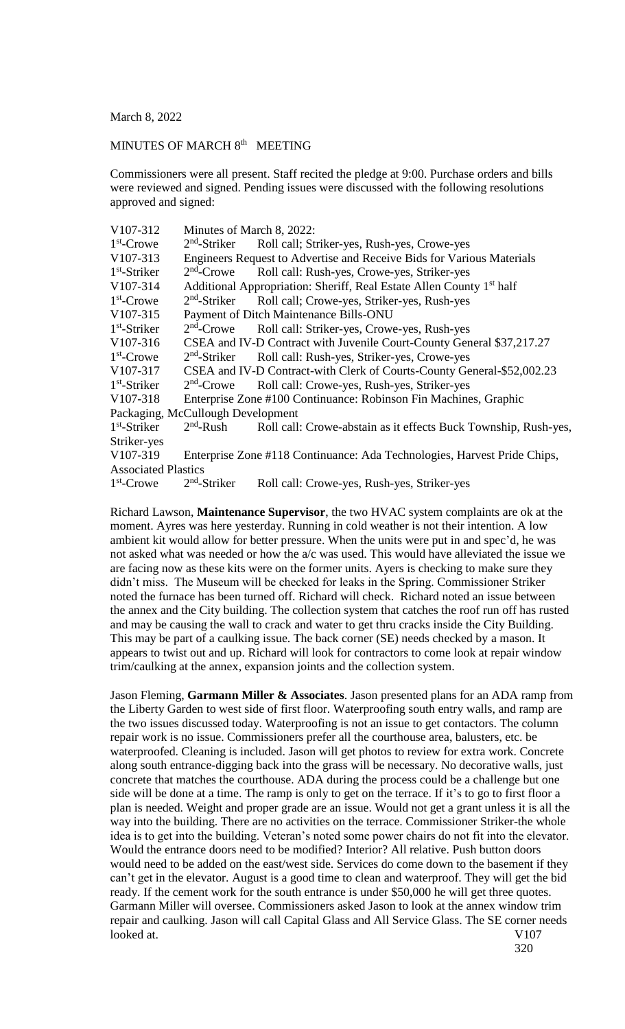March 8, 2022

MINUTES OF MARCH 8th MEETING

Commissioners were all present. Staff recited the pledge at 9:00. Purchase orders and bills were reviewed and signed. Pending issues were discussed with the following resolutions approved and signed:

V107-312 Minutes of March 8, 2022:
1st-Crowe 2nd-Striker Roll call; Striker-yes, Rush-yes, Crowe-yes
V107-313 Engineers Request to Advertise and Receive Bids for Various Materials
1st-Striker 2nd-Crowe Roll call: Rush-yes, Crowe-yes, Striker-yes
V107-314 Additional Appropriation: Sheriff, Real Estate Allen County 1st half
1st-Crowe 2nd-Striker Roll call; Crowe-yes, Striker-yes, Rush-yes
V107-315 Payment of Ditch Maintenance Bills-ONU
1st-Striker 2nd-Crowe Roll call: Striker-yes, Crowe-yes, Rush-yes
V107-316 CSEA and IV-D Contract with Juvenile Court-County General $37,217.27
1st-Crowe 2nd-Striker Roll call: Rush-yes, Striker-yes, Crowe-yes
V107-317 CSEA and IV-D Contract-with Clerk of Courts-County General-$52,002.23
1st-Striker 2nd-Crowe Roll call: Crowe-yes, Rush-yes, Striker-yes
V107-318 Enterprise Zone #100 Continuance: Robinson Fin Machines, Graphic Packaging, McCullough Development
1st-Striker 2nd-Rush Roll call: Crowe-abstain as it effects Buck Township, Rush-yes, Striker-yes
V107-319 Enterprise Zone #118 Continuance: Ada Technologies, Harvest Pride Chips, Associated Plastics
1st-Crowe 2nd-Striker Roll call: Crowe-yes, Rush-yes, Striker-yes

Richard Lawson, **Maintenance Supervisor**, the two HVAC system complaints are ok at the moment. Ayres was here yesterday. Running in cold weather is not their intention. A low ambient kit would allow for better pressure. When the units were put in and spec'd, he was not asked what was needed or how the a/c was used. This would have alleviated the issue we are facing now as these kits were on the former units. Ayers is checking to make sure they didn't miss. The Museum will be checked for leaks in the Spring. Commissioner Striker noted the furnace has been turned off. Richard will check. Richard noted an issue between the annex and the City building. The collection system that catches the roof run off has rusted and may be causing the wall to crack and water to get thru cracks inside the City Building. This may be part of a caulking issue. The back corner (SE) needs checked by a mason. It appears to twist out and up. Richard will look for contractors to come look at repair window trim/caulking at the annex, expansion joints and the collection system.

Jason Fleming, **Garmann Miller & Associates**. Jason presented plans for an ADA ramp from the Liberty Garden to west side of first floor. Waterproofing south entry walls, and ramp are the two issues discussed today. Waterproofing is not an issue to get contactors. The column repair work is no issue. Commissioners prefer all the courthouse area, balusters, etc. be waterproofed. Cleaning is included. Jason will get photos to review for extra work. Concrete along south entrance-digging back into the grass will be necessary. No decorative walls, just concrete that matches the courthouse. ADA during the process could be a challenge but one side will be done at a time. The ramp is only to get on the terrace. If it's to go to first floor a plan is needed. Weight and proper grade are an issue. Would not get a grant unless it is all the way into the building. There are no activities on the terrace. Commissioner Striker-the whole idea is to get into the building. Veteran's noted some power chairs do not fit into the elevator. Would the entrance doors need to be modified? Interior? All relative. Push button doors would need to be added on the east/west side. Services do come down to the basement if they can't get in the elevator. August is a good time to clean and waterproof. They will get the bid ready. If the cement work for the south entrance is under $50,000 he will get three quotes. Garmann Miller will oversee. Commissioners asked Jason to look at the annex window trim repair and caulking. Jason will call Capital Glass and All Service Glass. The SE corner needs looked at.

V107
320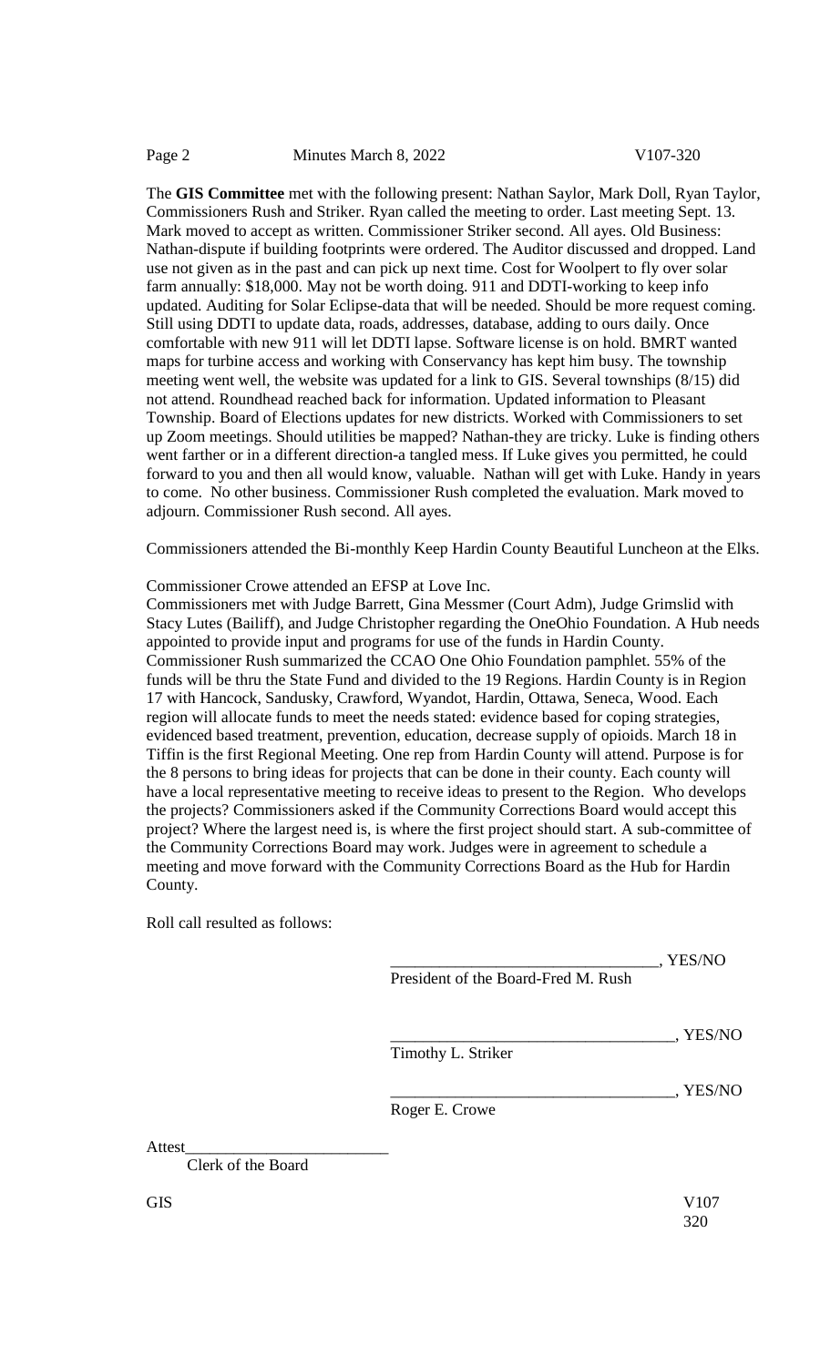The **GIS Committee** met with the following present: Nathan Saylor, Mark Doll, Ryan Taylor, Commissioners Rush and Striker. Ryan called the meeting to order. Last meeting Sept. 13. Mark moved to accept as written. Commissioner Striker second. All ayes. Old Business: Nathan-dispute if building footprints were ordered. The Auditor discussed and dropped. Land use not given as in the past and can pick up next time. Cost for Woolpert to fly over solar farm annually: $18,000. May not be worth doing. 911 and DDTI-working to keep info updated. Auditing for Solar Eclipse-data that will be needed. Should be more request coming. Still using DDTI to update data, roads, addresses, database, adding to ours daily. Once comfortable with new 911 will let DDTI lapse. Software license is on hold. BMRT wanted maps for turbine access and working with Conservancy has kept him busy. The township meeting went well, the website was updated for a link to GIS. Several townships (8/15) did not attend. Roundhead reached back for information. Updated information to Pleasant Township. Board of Elections updates for new districts. Worked with Commissioners to set up Zoom meetings. Should utilities be mapped? Nathan-they are tricky. Luke is finding others went farther or in a different direction-a tangled mess. If Luke gives you permitted, he could forward to you and then all would know, valuable. Nathan will get with Luke. Handy in years to come. No other business. Commissioner Rush completed the evaluation. Mark moved to adjourn. Commissioner Rush second. All ayes.

Commissioners attended the Bi-monthly Keep Hardin County Beautiful Luncheon at the Elks.

Commissioner Crowe attended an EFSP at Love Inc.

Commissioners met with Judge Barrett, Gina Messmer (Court Adm), Judge Grimslid with Stacy Lutes (Bailiff), and Judge Christopher regarding the OneOhio Foundation. A Hub needs appointed to provide input and programs for use of the funds in Hardin County. Commissioner Rush summarized the CCAO One Ohio Foundation pamphlet. 55% of the funds will be thru the State Fund and divided to the 19 Regions. Hardin County is in Region 17 with Hancock, Sandusky, Crawford, Wyandot, Hardin, Ottawa, Seneca, Wood. Each region will allocate funds to meet the needs stated: evidence based for coping strategies, evidenced based treatment, prevention, education, decrease supply of opioids. March 18 in Tiffin is the first Regional Meeting. One rep from Hardin County will attend. Purpose is for the 8 persons to bring ideas for projects that can be done in their county. Each county will have a local representative meeting to receive ideas to present to the Region. Who develops the projects? Commissioners asked if the Community Corrections Board would accept this project? Where the largest need is, is where the first project should start. A sub-committee of the Community Corrections Board may work. Judges were in agreement to schedule a meeting and move forward with the Community Corrections Board as the Hub for Hardin County.

Roll call resulted as follows:

________________________________, YES/NO
President of the Board-Fred M. Rush

__________________________________, YES/NO
Timothy L. Striker

__________________________________, YES/NO
Roger E. Crowe

Attest________________________
Clerk of the Board

GIS

V107
320